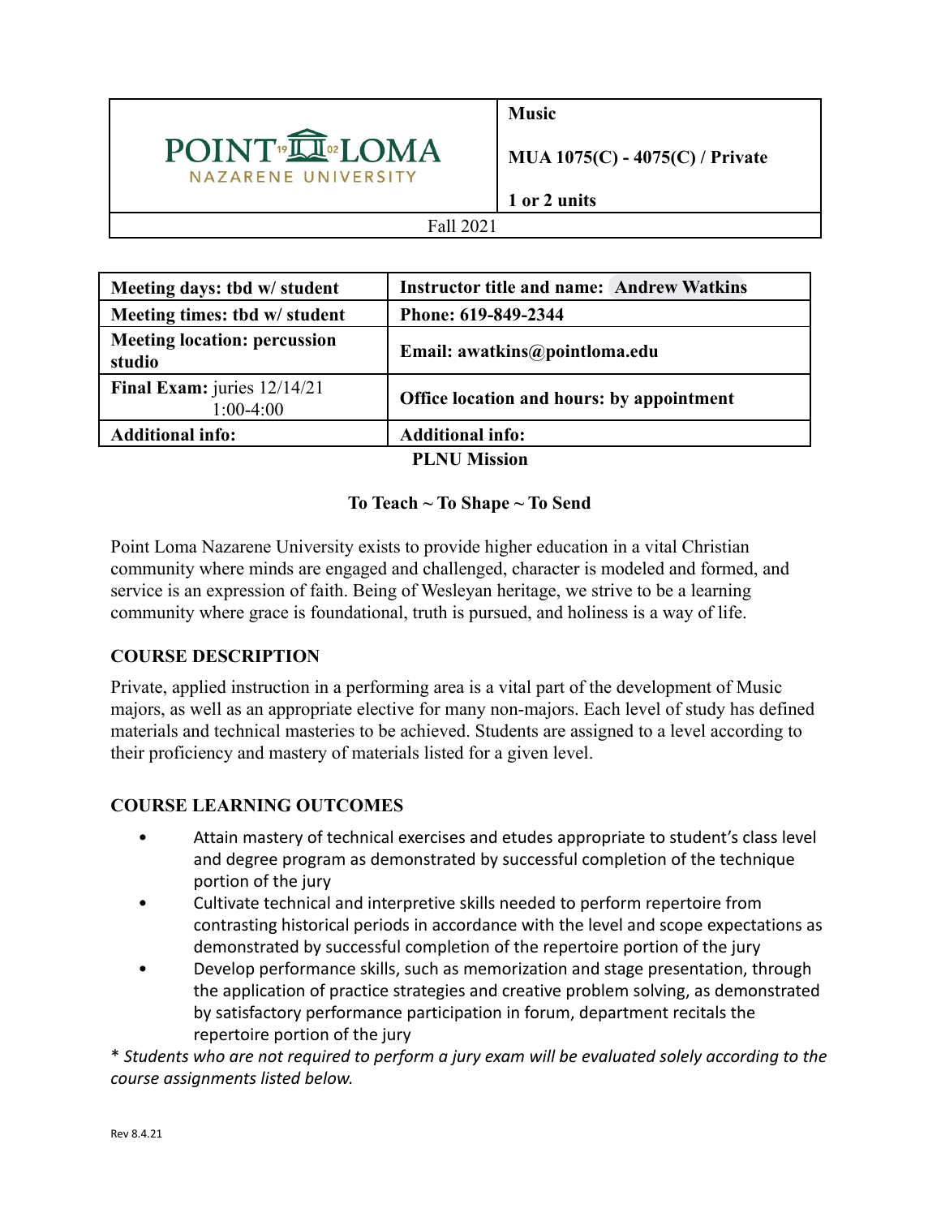| POINT LOMA NAZARENE UNIVERSITY | **Music**<br><br>**MUA 1075(C) - 4075(C) / Private**<br><br>**1 or 2 units** |
|---|---|
| Fall 2021 | |

| **Meeting days: tbd w/ student** | **Instructor title and name: Andrew Watkins** |
|---|---|
| **Meeting times: tbd w/ student** | **Phone: 619-849-2344** |
| **Meeting location: percussion studio** | **Email: awatkins@pointloma.edu** |
| **Final Exam:** juries 12/14/21 1:00-4:00 | **Office location and hours: by appointment** |
| **Additional info:** | **Additional info:** |

**PLNU Mission**

**To Teach ~ To Shape ~ To Send**

Point Loma Nazarene University exists to provide higher education in a vital Christian community where minds are engaged and challenged, character is modeled and formed, and service is an expression of faith. Being of Wesleyan heritage, we strive to be a learning community where grace is foundational, truth is pursued, and holiness is a way of life.

## COURSE DESCRIPTION

Private, applied instruction in a performing area is a vital part of the development of Music majors, as well as an appropriate elective for many non-majors. Each level of study has defined materials and technical masteries to be achieved. Students are assigned to a level according to their proficiency and mastery of materials listed for a given level.

## COURSE LEARNING OUTCOMES

- Attain mastery of technical exercises and etudes appropriate to student's class level and degree program as demonstrated by successful completion of the technique portion of the jury
- Cultivate technical and interpretive skills needed to perform repertoire from contrasting historical periods in accordance with the level and scope expectations as demonstrated by successful completion of the repertoire portion of the jury
- Develop performance skills, such as memorization and stage presentation, through the application of practice strategies and creative problem solving, as demonstrated by satisfactory performance participation in forum, department recitals the repertoire portion of the jury

*\* Students who are not required to perform a jury exam will be evaluated solely according to the course assignments listed below.*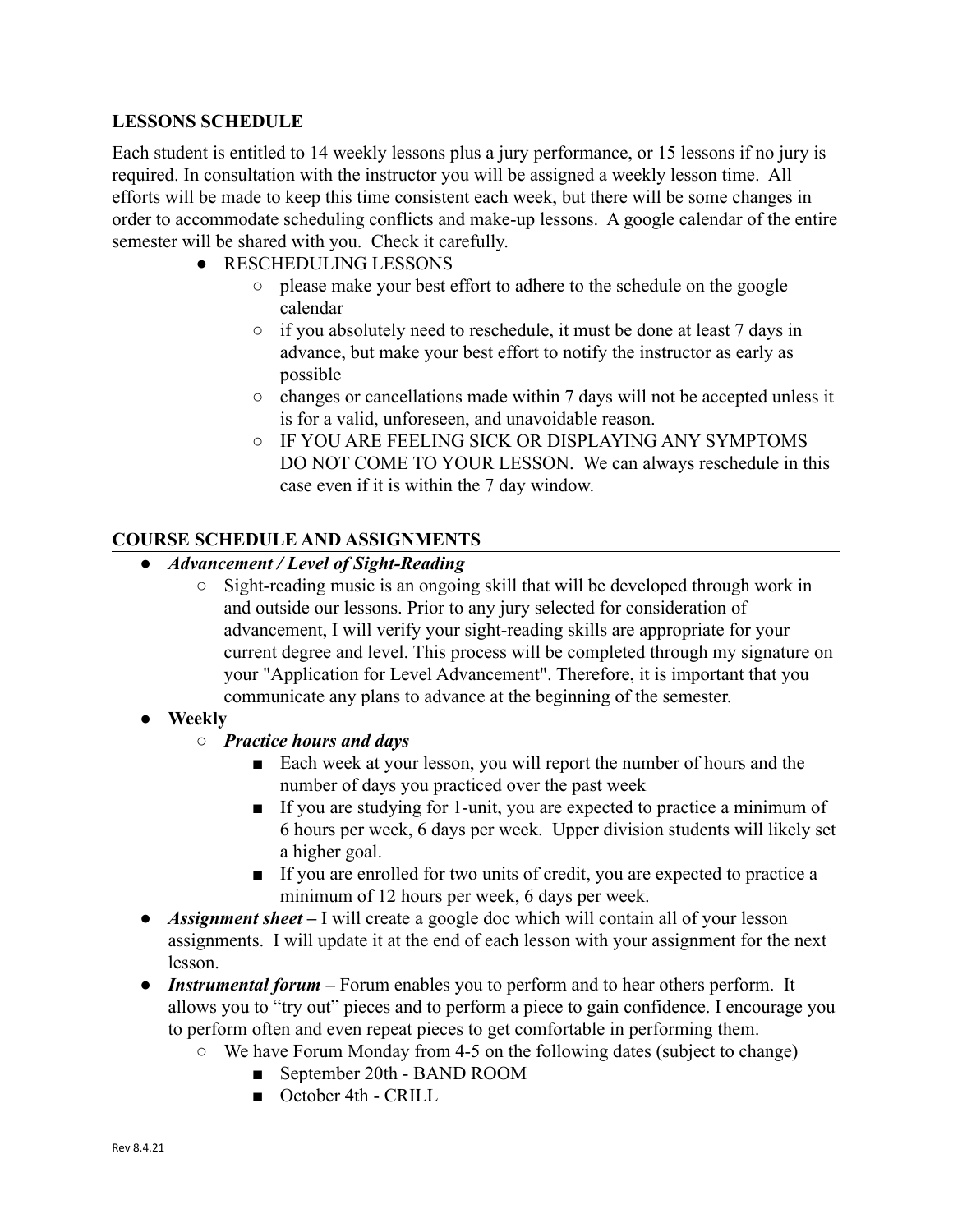## LESSONS SCHEDULE

Each student is entitled to 14 weekly lessons plus a jury performance, or 15 lessons if no jury is required. In consultation with the instructor you will be assigned a weekly lesson time. All efforts will be made to keep this time consistent each week, but there will be some changes in order to accommodate scheduling conflicts and make-up lessons. A google calendar of the entire semester will be shared with you. Check it carefully.

- RESCHEDULING LESSONS
  - please make your best effort to adhere to the schedule on the google calendar
  - if you absolutely need to reschedule, it must be done at least 7 days in advance, but make your best effort to notify the instructor as early as possible
  - changes or cancellations made within 7 days will not be accepted unless it is for a valid, unforeseen, and unavoidable reason.
  - IF YOU ARE FEELING SICK OR DISPLAYING ANY SYMPTOMS DO NOT COME TO YOUR LESSON. We can always reschedule in this case even if it is within the 7 day window.

## COURSE SCHEDULE AND ASSIGNMENTS

- ***Advancement / Level of Sight-Reading***
  - Sight-reading music is an ongoing skill that will be developed through work in and outside our lessons. Prior to any jury selected for consideration of advancement, I will verify your sight-reading skills are appropriate for your current degree and level. This process will be completed through my signature on your "Application for Level Advancement". Therefore, it is important that you communicate any plans to advance at the beginning of the semester.
- **Weekly**
  - ***Practice hours and days***
    - Each week at your lesson, you will report the number of hours and the number of days you practiced over the past week
    - If you are studying for 1-unit, you are expected to practice a minimum of 6 hours per week, 6 days per week. Upper division students will likely set a higher goal.
    - If you are enrolled for two units of credit, you are expected to practice a minimum of 12 hours per week, 6 days per week.
- ***Assignment sheet –*** I will create a google doc which will contain all of your lesson assignments. I will update it at the end of each lesson with your assignment for the next lesson.
- ***Instrumental forum –*** Forum enables you to perform and to hear others perform. It allows you to "try out" pieces and to perform a piece to gain confidence. I encourage you to perform often and even repeat pieces to get comfortable in performing them.
  - We have Forum Monday from 4-5 on the following dates (subject to change)
    - September 20th - BAND ROOM
    - October 4th - CRILL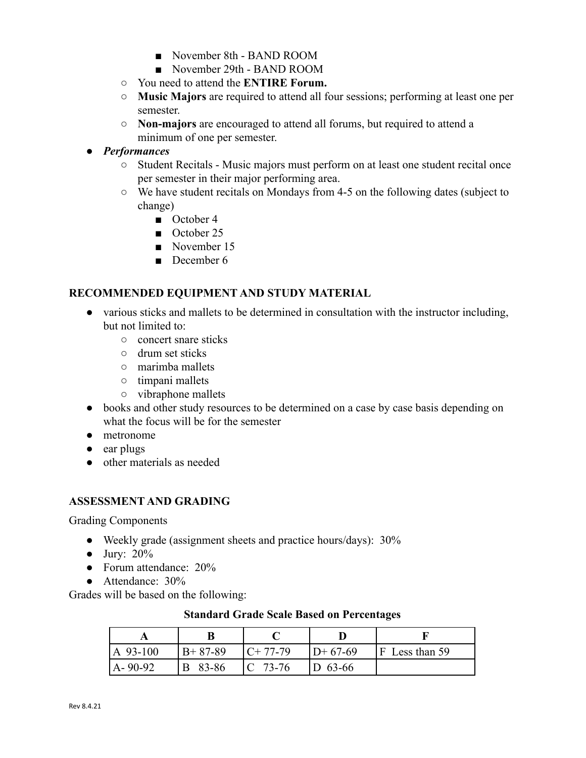- November 8th - BAND ROOM
        - November 29th - BAND ROOM
    - You need to attend the **ENTIRE Forum.**
    - **Music Majors** are required to attend all four sessions; performing at least one per semester.
    - **Non-majors** are encouraged to attend all forums, but required to attend a minimum of one per semester.
- ***Performances***
    - Student Recitals - Music majors must perform on at least one student recital once per semester in their major performing area.
    - We have student recitals on Mondays from 4-5 on the following dates (subject to change)
        - October 4
        - October 25
        - November 15
        - December 6

### RECOMMENDED EQUIPMENT AND STUDY MATERIAL

- various sticks and mallets to be determined in consultation with the instructor including, but not limited to:
    - concert snare sticks
    - drum set sticks
    - marimba mallets
    - timpani mallets
    - vibraphone mallets
- books and other study resources to be determined on a case by case basis depending on what the focus will be for the semester
- metronome
- ear plugs
- other materials as needed

### ASSESSMENT AND GRADING

Grading Components

- Weekly grade (assignment sheets and practice hours/days): 30%
- Jury: 20%
- Forum attendance: 20%
- Attendance: 30%

Grades will be based on the following:

**Standard Grade Scale Based on Percentages**

| A | B | C | D | F |
|---|---|---|---|---|
| A 93-100 | B+ 87-89 | C+ 77-79 | D+ 67-69 | F Less than 59 |
| A- 90-92 | B 83-86 | C 73-76 | D 63-66 | |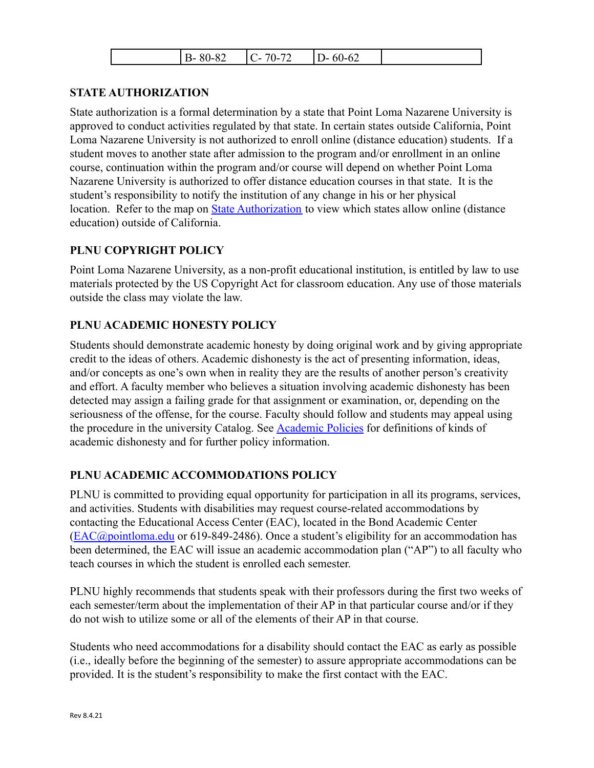|  | B- 80-82 | C- 70-72 | D- 60-62 |  |
|---|---|---|---|---|

### STATE AUTHORIZATION

State authorization is a formal determination by a state that Point Loma Nazarene University is approved to conduct activities regulated by that state. In certain states outside California, Point Loma Nazarene University is not authorized to enroll online (distance education) students. If a student moves to another state after admission to the program and/or enrollment in an online course, continuation within the program and/or course will depend on whether Point Loma Nazarene University is authorized to offer distance education courses in that state. It is the student's responsibility to notify the institution of any change in his or her physical location. Refer to the map on [State Authorization] to view which states allow online (distance education) outside of California.

### PLNU COPYRIGHT POLICY

Point Loma Nazarene University, as a non-profit educational institution, is entitled by law to use materials protected by the US Copyright Act for classroom education. Any use of those materials outside the class may violate the law.

### PLNU ACADEMIC HONESTY POLICY

Students should demonstrate academic honesty by doing original work and by giving appropriate credit to the ideas of others. Academic dishonesty is the act of presenting information, ideas, and/or concepts as one's own when in reality they are the results of another person's creativity and effort. A faculty member who believes a situation involving academic dishonesty has been detected may assign a failing grade for that assignment or examination, or, depending on the seriousness of the offense, for the course. Faculty should follow and students may appeal using the procedure in the university Catalog. See [Academic Policies] for definitions of kinds of academic dishonesty and for further policy information.

### PLNU ACADEMIC ACCOMMODATIONS POLICY

PLNU is committed to providing equal opportunity for participation in all its programs, services, and activities. Students with disabilities may request course-related accommodations by contacting the Educational Access Center (EAC), located in the Bond Academic Center (EAC@pointloma.edu or 619-849-2486). Once a student's eligibility for an accommodation has been determined, the EAC will issue an academic accommodation plan ("AP") to all faculty who teach courses in which the student is enrolled each semester.

PLNU highly recommends that students speak with their professors during the first two weeks of each semester/term about the implementation of their AP in that particular course and/or if they do not wish to utilize some or all of the elements of their AP in that course.

Students who need accommodations for a disability should contact the EAC as early as possible (i.e., ideally before the beginning of the semester) to assure appropriate accommodations can be provided. It is the student's responsibility to make the first contact with the EAC.

Rev 8.4.21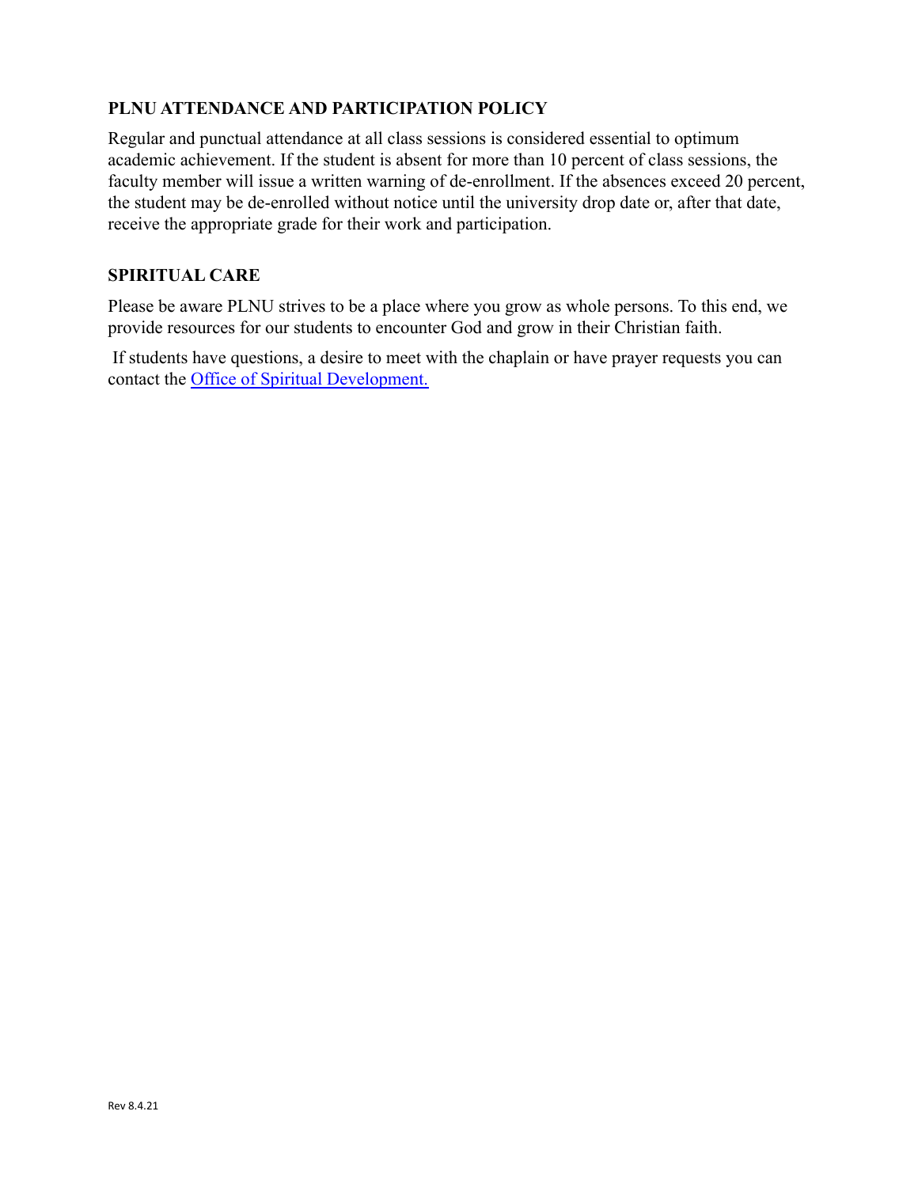## PLNU ATTENDANCE AND PARTICIPATION POLICY

Regular and punctual attendance at all class sessions is considered essential to optimum academic achievement. If the student is absent for more than 10 percent of class sessions, the faculty member will issue a written warning of de-enrollment. If the absences exceed 20 percent, the student may be de-enrolled without notice until the university drop date or, after that date, receive the appropriate grade for their work and participation.

## SPIRITUAL CARE

Please be aware PLNU strives to be a place where you grow as whole persons. To this end, we provide resources for our students to encounter God and grow in their Christian faith.

If students have questions, a desire to meet with the chaplain or have prayer requests you can contact the Office of Spiritual Development.

Rev 8.4.21